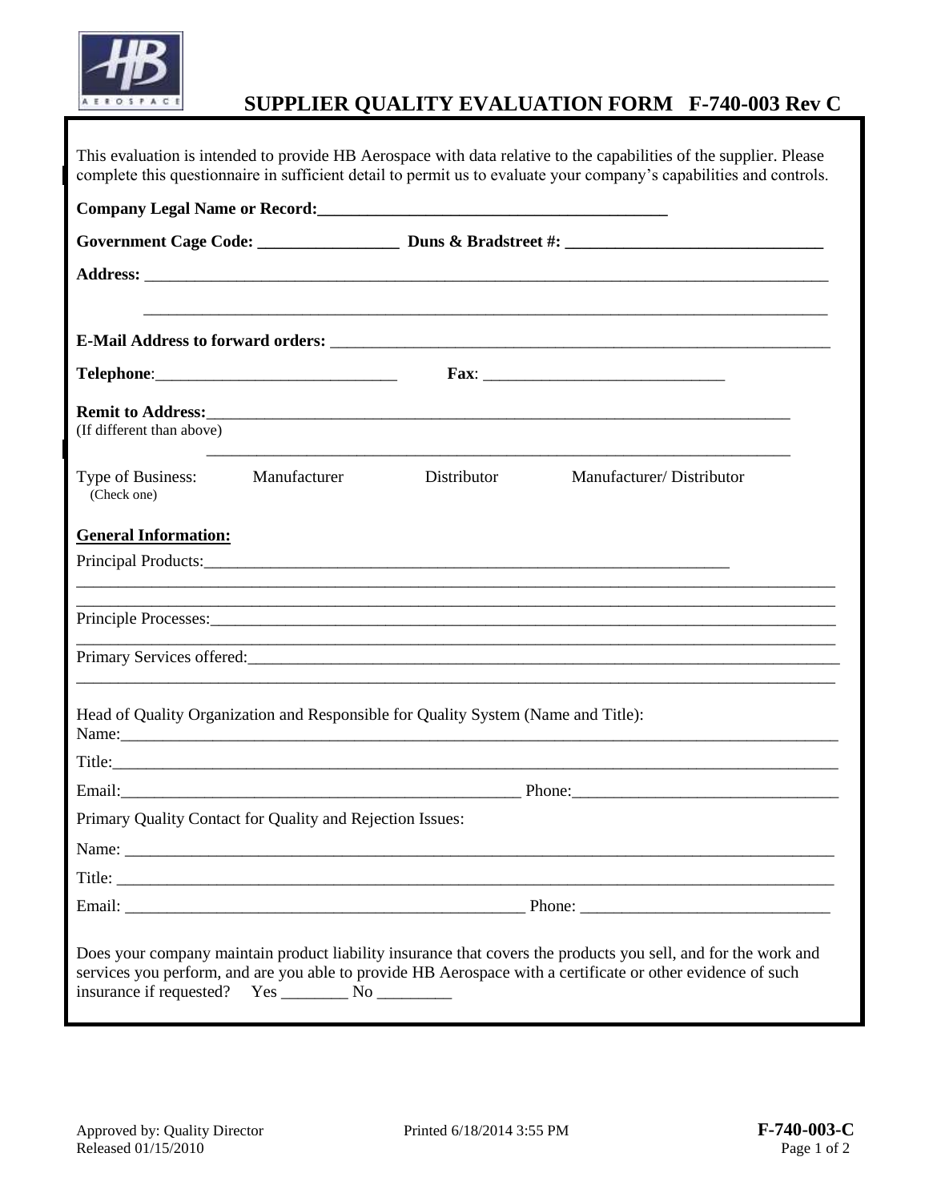# SUPPLIER QUALITY EVALUATION FORM F-740-003 Rev C

This evaluation is intended to provide HB Aerospace with data relative to the capabilities of the supplier. Please complete this questionnaire in sufficient detail to permit us to evaluate your company's capabilities and controls.

**Company Legal Name or Record:**\_\_\_\_\_\_\_\_\_\_\_\_\_\_\_\_\_\_\_\_\_\_\_\_\_\_\_\_\_\_\_\_\_\_\_\_\_\_\_\_\_\_

**Government Cage Code:** \_\_\_\_\_\_\_\_\_\_\_\_\_\_\_\_\_ **Duns & Bradstreet #:** \_\_\_\_\_\_\_\_\_\_\_\_\_\_\_\_\_\_\_\_\_\_\_\_\_\_\_\_\_\_\_

**Address:** \_\_\_\_\_\_\_\_\_\_\_\_\_\_\_\_\_\_\_\_\_\_\_\_\_\_\_\_\_\_\_\_\_\_\_\_\_\_\_\_\_\_\_\_\_\_\_\_\_\_\_\_\_\_\_\_\_\_\_\_\_\_\_\_\_\_\_\_\_\_\_\_\_\_\_\_\_\_\_\_\_\_

\_\_\_\_\_\_\_\_\_\_\_\_\_\_\_\_\_\_\_\_\_\_\_\_\_\_\_\_\_\_\_\_\_\_\_\_\_\_\_\_\_\_\_\_\_\_\_\_\_\_\_\_\_\_\_\_\_\_\_\_\_\_\_\_\_\_\_\_\_\_\_\_\_\_\_\_\_\_\_\_\_\_\_

**E-Mail Address to forward orders:** \_\_\_\_\_\_\_\_\_\_\_\_\_\_\_\_\_\_\_\_\_\_\_\_\_\_\_\_\_\_\_\_\_\_\_\_\_\_\_\_\_\_\_\_\_\_\_\_\_\_\_\_\_\_\_\_\_\_\_\_

**Telephone**:\_\_\_\_\_\_\_\_\_\_\_\_\_\_\_\_\_\_\_\_\_\_\_\_\_\_\_\_\_\_ **Fax**: \_\_\_\_\_\_\_\_\_\_\_\_\_\_\_\_\_\_\_\_\_\_\_\_\_\_\_\_\_\_

**Remit to Address:**\_\_\_\_\_\_\_\_\_\_\_\_\_\_\_\_\_\_\_\_\_\_\_\_\_\_\_\_\_\_\_\_\_\_\_\_\_\_\_\_\_\_\_\_\_\_\_\_\_\_\_\_\_\_\_\_\_\_\_\_\_\_\_\_\_\_\_\_\_\_\_\_\_
(If different than above)

\_\_\_\_\_\_\_\_\_\_\_\_\_\_\_\_\_\_\_\_\_\_\_\_\_\_\_\_\_\_\_\_\_\_\_\_\_\_\_\_\_\_\_\_\_\_\_\_\_\_\_\_\_\_\_\_\_\_\_\_\_\_\_\_\_\_\_\_\_\_\_\_\_

Type of Business: (Check one)    Manufacturer    Distributor    Manufacturer/ Distributor

**General Information:**

Principal Products:\_\_\_\_\_\_\_\_\_\_\_\_\_\_\_\_\_\_\_\_\_\_\_\_\_\_\_\_\_\_\_\_\_\_\_\_\_\_\_\_\_\_\_\_\_\_\_\_\_\_\_\_\_\_\_\_\_\_\_\_\_\_\_\_

\_\_\_\_\_\_\_\_\_\_\_\_\_\_\_\_\_\_\_\_\_\_\_\_\_\_\_\_\_\_\_\_\_\_\_\_\_\_\_\_\_\_\_\_\_\_\_\_\_\_\_\_\_\_\_\_\_\_\_\_\_\_\_\_\_\_\_\_\_\_\_\_\_\_\_\_\_\_\_\_\_\_\_\_\_\_

\_\_\_\_\_\_\_\_\_\_\_\_\_\_\_\_\_\_\_\_\_\_\_\_\_\_\_\_\_\_\_\_\_\_\_\_\_\_\_\_\_\_\_\_\_\_\_\_\_\_\_\_\_\_\_\_\_\_\_\_\_\_\_\_\_\_\_\_\_\_\_\_\_\_\_\_\_\_\_\_\_\_\_\_\_\_

Principle Processes:\_\_\_\_\_\_\_\_\_\_\_\_\_\_\_\_\_\_\_\_\_\_\_\_\_\_\_\_\_\_\_\_\_\_\_\_\_\_\_\_\_\_\_\_\_\_\_\_\_\_\_\_\_\_\_\_\_\_\_\_\_\_\_\_\_\_\_\_\_\_\_\_\_

\_\_\_\_\_\_\_\_\_\_\_\_\_\_\_\_\_\_\_\_\_\_\_\_\_\_\_\_\_\_\_\_\_\_\_\_\_\_\_\_\_\_\_\_\_\_\_\_\_\_\_\_\_\_\_\_\_\_\_\_\_\_\_\_\_\_\_\_\_\_\_\_\_\_\_\_\_\_\_\_\_\_\_\_\_\_

Primary Services offered:\_\_\_\_\_\_\_\_\_\_\_\_\_\_\_\_\_\_\_\_\_\_\_\_\_\_\_\_\_\_\_\_\_\_\_\_\_\_\_\_\_\_\_\_\_\_\_\_\_\_\_\_\_\_\_\_\_\_\_\_\_\_\_\_\_\_\_\_\_\_

\_\_\_\_\_\_\_\_\_\_\_\_\_\_\_\_\_\_\_\_\_\_\_\_\_\_\_\_\_\_\_\_\_\_\_\_\_\_\_\_\_\_\_\_\_\_\_\_\_\_\_\_\_\_\_\_\_\_\_\_\_\_\_\_\_\_\_\_\_\_\_\_\_\_\_\_\_\_\_\_\_\_\_\_\_\_

Head of Quality Organization and Responsible for Quality System (Name and Title):

Name:\_\_\_\_\_\_\_\_\_\_\_\_\_\_\_\_\_\_\_\_\_\_\_\_\_\_\_\_\_\_\_\_\_\_\_\_\_\_\_\_\_\_\_\_\_\_\_\_\_\_\_\_\_\_\_\_\_\_\_\_\_\_\_\_\_\_\_\_\_\_\_\_\_\_\_\_\_\_\_\_\_\_\_\_

Title:\_\_\_\_\_\_\_\_\_\_\_\_\_\_\_\_\_\_\_\_\_\_\_\_\_\_\_\_\_\_\_\_\_\_\_\_\_\_\_\_\_\_\_\_\_\_\_\_\_\_\_\_\_\_\_\_\_\_\_\_\_\_\_\_\_\_\_\_\_\_\_\_\_\_\_\_\_\_\_\_\_\_\_\_\_

Email:\_\_\_\_\_\_\_\_\_\_\_\_\_\_\_\_\_\_\_\_\_\_\_\_\_\_\_\_\_\_\_\_\_\_\_\_\_\_\_\_\_\_\_\_\_\_\_\_\_\_\_ Phone:\_\_\_\_\_\_\_\_\_\_\_\_\_\_\_\_\_\_\_\_\_\_\_\_\_\_\_\_\_\_\_\_\_

Primary Quality Contact for Quality and Rejection Issues:

Name: \_\_\_\_\_\_\_\_\_\_\_\_\_\_\_\_\_\_\_\_\_\_\_\_\_\_\_\_\_\_\_\_\_\_\_\_\_\_\_\_\_\_\_\_\_\_\_\_\_\_\_\_\_\_\_\_\_\_\_\_\_\_\_\_\_\_\_\_\_\_\_\_\_\_\_\_\_\_\_\_\_\_\_\_

Title: \_\_\_\_\_\_\_\_\_\_\_\_\_\_\_\_\_\_\_\_\_\_\_\_\_\_\_\_\_\_\_\_\_\_\_\_\_\_\_\_\_\_\_\_\_\_\_\_\_\_\_\_\_\_\_\_\_\_\_\_\_\_\_\_\_\_\_\_\_\_\_\_\_\_\_\_\_\_\_\_\_\_\_\_\_

Email: \_\_\_\_\_\_\_\_\_\_\_\_\_\_\_\_\_\_\_\_\_\_\_\_\_\_\_\_\_\_\_\_\_\_\_\_\_\_\_\_\_\_\_\_\_\_\_\_\_\_\_ Phone: \_\_\_\_\_\_\_\_\_\_\_\_\_\_\_\_\_\_\_\_\_\_\_\_\_\_\_\_\_\_

Does your company maintain product liability insurance that covers the products you sell, and for the work and services you perform, and are you able to provide HB Aerospace with a certificate or other evidence of such insurance if requested?   Yes \_\_\_\_\_\_\_\_ No \_\_\_\_\_\_\_\_\_

Approved by: Quality Director
Released 01/15/2010

Printed 6/18/2014 3:55 PM

**F-740-003-C**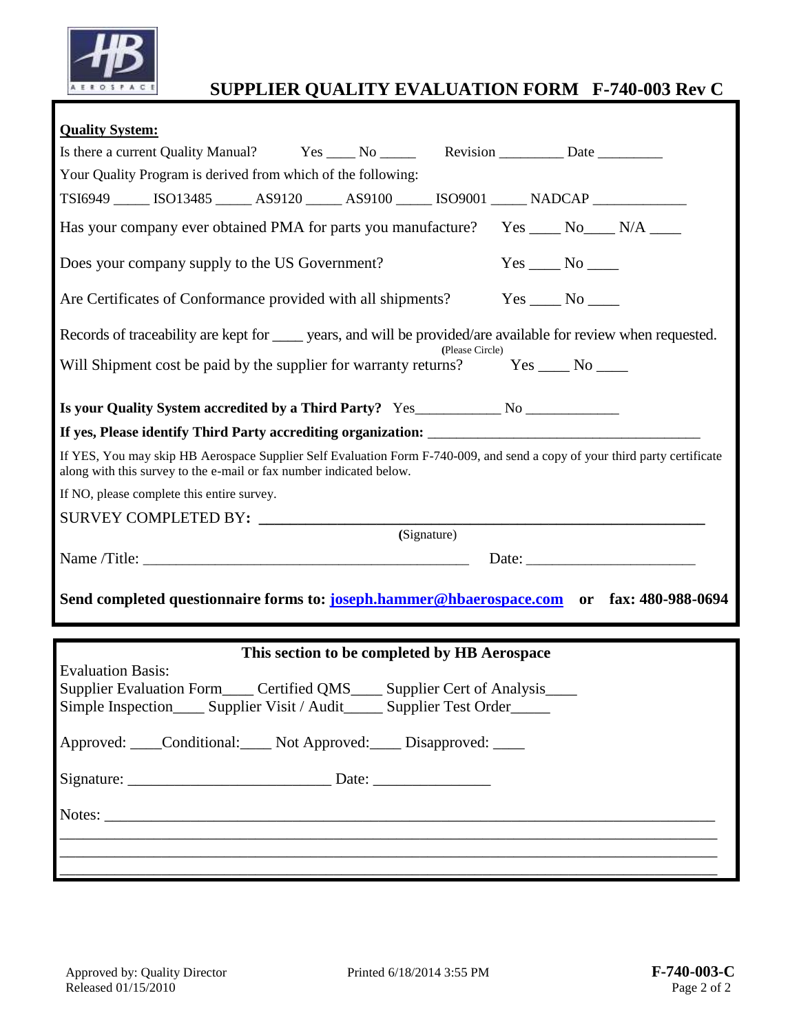# SUPPLIER QUALITY EVALUATION FORM F-740-003 Rev C

**Quality System:**

Is there a current Quality Manual? Yes ____ No _____ Revision _________ Date _________

Your Quality Program is derived from which of the following:

TSI6949 _____ ISO13485 _____ AS9120 _____ AS9100 _____ ISO9001 _____ NADCAP _____________

Has your company ever obtained PMA for parts you manufacture? Yes ____ No____ N/A ____

Does your company supply to the US Government? Yes ____ No ____

Are Certificates of Conformance provided with all shipments? Yes ____ No ____

Records of traceability are kept for ____ years, and will be provided/are available for review when requested.

(Please Circle)

Will Shipment cost be paid by the supplier for warranty returns? Yes ____ No ____

**Is your Quality System accredited by a Third Party?** Yes____________ No _____________

**If yes, Please identify Third Party accrediting organization:** _____________________________________

If YES, You may skip HB Aerospace Supplier Self Evaluation Form F-740-009, and send a copy of your third party certificate along with this survey to the e-mail or fax number indicated below.

If NO, please complete this entire survey.

SURVEY COMPLETED BY: ____________________________________________________________

(Signature)

Name /Title: ___________________________________________ Date: ______________________

**Send completed questionnaire forms to: joseph.hammer@hbaerospace.com or fax: 480-988-0694**

---

**This section to be completed by HB Aerospace**

Evaluation Basis:

Supplier Evaluation Form____ Certified QMS____ Supplier Cert of Analysis____

Simple Inspection____ Supplier Visit / Audit_____ Supplier Test Order_____

Approved: ____Conditional:____ Not Approved:____ Disapproved: ____

Signature: __________________________ Date: _______________

Notes: ___________________________________________________________________________

_________________________________________________________________________________

_________________________________________________________________________________

_________________________________________________________________________________

Approved by: Quality Director
Released 01/15/2010

Printed 6/18/2014 3:55 PM

F-740-003-C